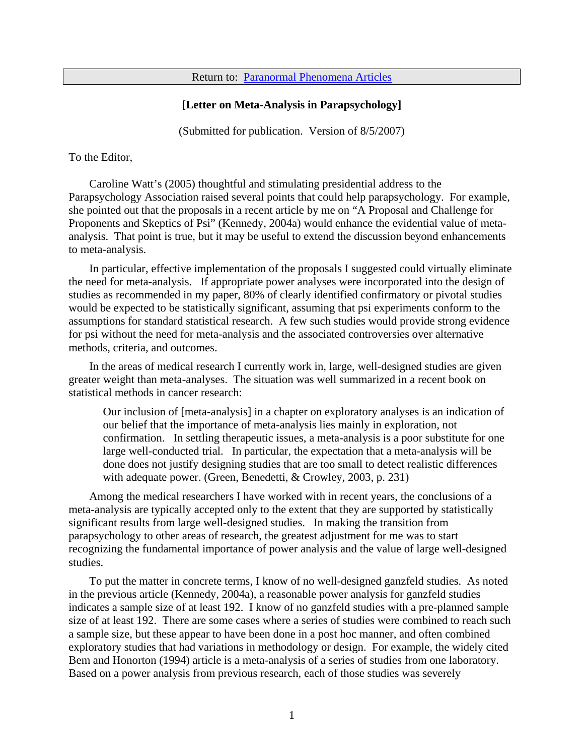Return to: [Paranormal Phenomena Articles]

**[Letter on Meta-Analysis in Parapsychology]**

(Submitted for publication. Version of 8/5/2007)

To the Editor,

Caroline Watt's (2005) thoughtful and stimulating presidential address to the Parapsychology Association raised several points that could help parapsychology. For example, she pointed out that the proposals in a recent article by me on "A Proposal and Challenge for Proponents and Skeptics of Psi" (Kennedy, 2004a) would enhance the evidential value of meta-analysis. That point is true, but it may be useful to extend the discussion beyond enhancements to meta-analysis.

In particular, effective implementation of the proposals I suggested could virtually eliminate the need for meta-analysis. If appropriate power analyses were incorporated into the design of studies as recommended in my paper, 80% of clearly identified confirmatory or pivotal studies would be expected to be statistically significant, assuming that psi experiments conform to the assumptions for standard statistical research. A few such studies would provide strong evidence for psi without the need for meta-analysis and the associated controversies over alternative methods, criteria, and outcomes.

In the areas of medical research I currently work in, large, well-designed studies are given greater weight than meta-analyses. The situation was well summarized in a recent book on statistical methods in cancer research:

> Our inclusion of [meta-analysis] in a chapter on exploratory analyses is an indication of our belief that the importance of meta-analysis lies mainly in exploration, not confirmation. In settling therapeutic issues, a meta-analysis is a poor substitute for one large well-conducted trial. In particular, the expectation that a meta-analysis will be done does not justify designing studies that are too small to detect realistic differences with adequate power. (Green, Benedetti, & Crowley, 2003, p. 231)

Among the medical researchers I have worked with in recent years, the conclusions of a meta-analysis are typically accepted only to the extent that they are supported by statistically significant results from large well-designed studies. In making the transition from parapsychology to other areas of research, the greatest adjustment for me was to start recognizing the fundamental importance of power analysis and the value of large well-designed studies.

To put the matter in concrete terms, I know of no well-designed ganzfeld studies. As noted in the previous article (Kennedy, 2004a), a reasonable power analysis for ganzfeld studies indicates a sample size of at least 192. I know of no ganzfeld studies with a pre-planned sample size of at least 192. There are some cases where a series of studies were combined to reach such a sample size, but these appear to have been done in a post hoc manner, and often combined exploratory studies that had variations in methodology or design. For example, the widely cited Bem and Honorton (1994) article is a meta-analysis of a series of studies from one laboratory. Based on a power analysis from previous research, each of those studies was severely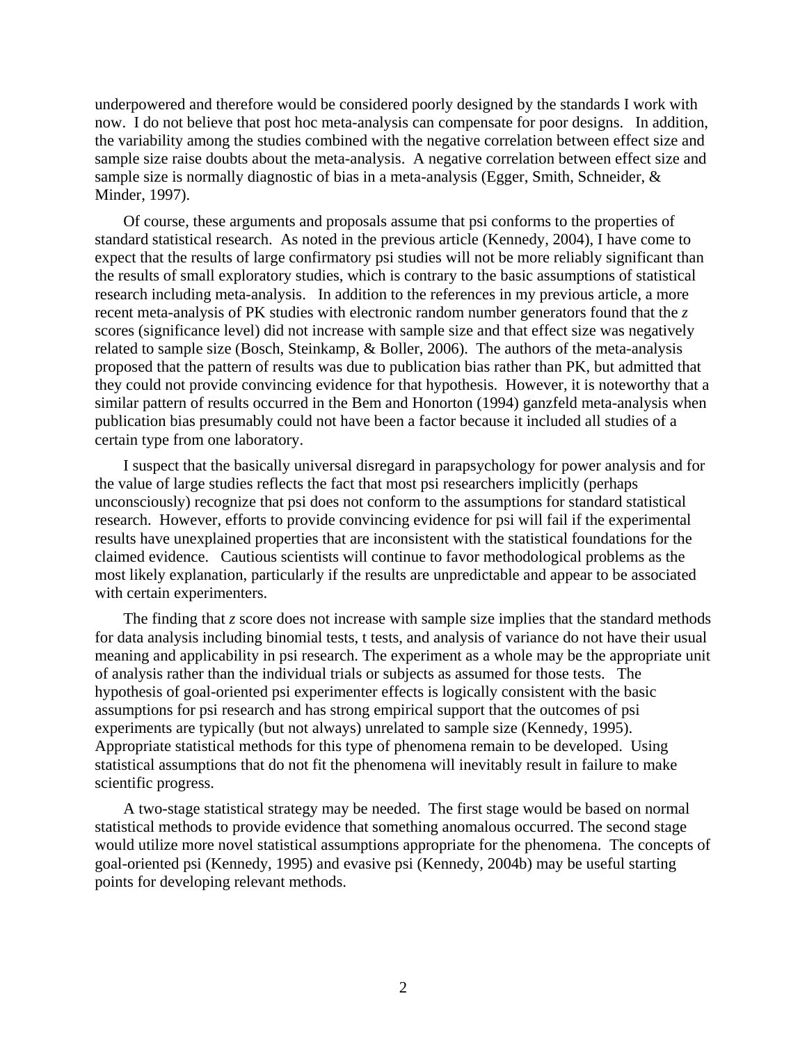underpowered and therefore would be considered poorly designed by the standards I work with now. I do not believe that post hoc meta-analysis can compensate for poor designs. In addition, the variability among the studies combined with the negative correlation between effect size and sample size raise doubts about the meta-analysis. A negative correlation between effect size and sample size is normally diagnostic of bias in a meta-analysis (Egger, Smith, Schneider, & Minder, 1997).

Of course, these arguments and proposals assume that psi conforms to the properties of standard statistical research. As noted in the previous article (Kennedy, 2004), I have come to expect that the results of large confirmatory psi studies will not be more reliably significant than the results of small exploratory studies, which is contrary to the basic assumptions of statistical research including meta-analysis. In addition to the references in my previous article, a more recent meta-analysis of PK studies with electronic random number generators found that the *z* scores (significance level) did not increase with sample size and that effect size was negatively related to sample size (Bosch, Steinkamp, & Boller, 2006). The authors of the meta-analysis proposed that the pattern of results was due to publication bias rather than PK, but admitted that they could not provide convincing evidence for that hypothesis. However, it is noteworthy that a similar pattern of results occurred in the Bem and Honorton (1994) ganzfeld meta-analysis when publication bias presumably could not have been a factor because it included all studies of a certain type from one laboratory.

I suspect that the basically universal disregard in parapsychology for power analysis and for the value of large studies reflects the fact that most psi researchers implicitly (perhaps unconsciously) recognize that psi does not conform to the assumptions for standard statistical research. However, efforts to provide convincing evidence for psi will fail if the experimental results have unexplained properties that are inconsistent with the statistical foundations for the claimed evidence. Cautious scientists will continue to favor methodological problems as the most likely explanation, particularly if the results are unpredictable and appear to be associated with certain experimenters.

The finding that *z* score does not increase with sample size implies that the standard methods for data analysis including binomial tests, t tests, and analysis of variance do not have their usual meaning and applicability in psi research. The experiment as a whole may be the appropriate unit of analysis rather than the individual trials or subjects as assumed for those tests. The hypothesis of goal-oriented psi experimenter effects is logically consistent with the basic assumptions for psi research and has strong empirical support that the outcomes of psi experiments are typically (but not always) unrelated to sample size (Kennedy, 1995). Appropriate statistical methods for this type of phenomena remain to be developed. Using statistical assumptions that do not fit the phenomena will inevitably result in failure to make scientific progress.

A two-stage statistical strategy may be needed. The first stage would be based on normal statistical methods to provide evidence that something anomalous occurred. The second stage would utilize more novel statistical assumptions appropriate for the phenomena. The concepts of goal-oriented psi (Kennedy, 1995) and evasive psi (Kennedy, 2004b) may be useful starting points for developing relevant methods.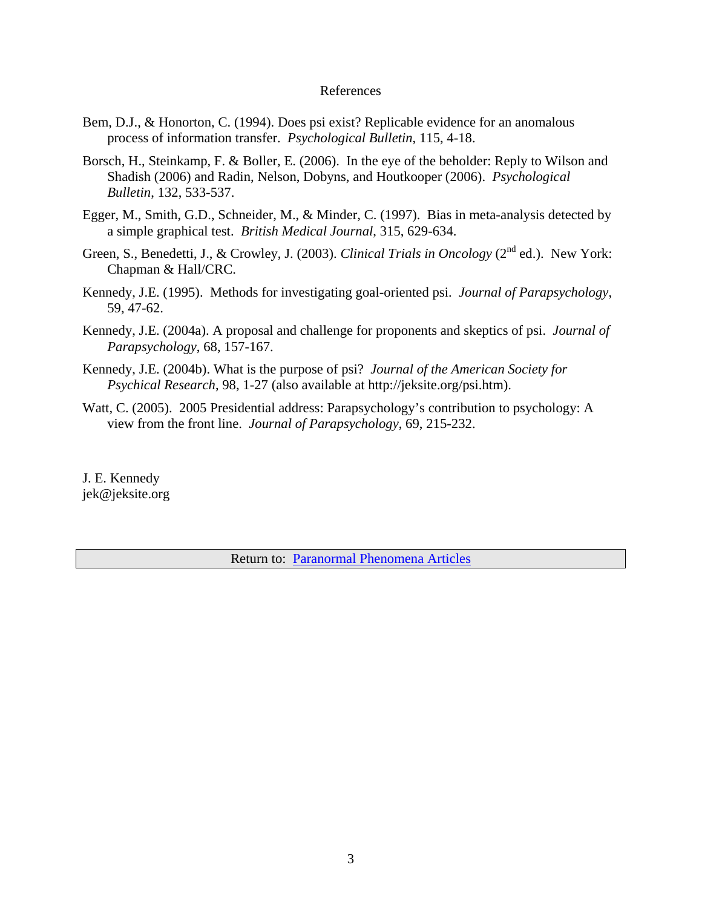## References

Bem, D.J., & Honorton, C. (1994). Does psi exist? Replicable evidence for an anomalous process of information transfer. *Psychological Bulletin*, 115, 4-18.

Borsch, H., Steinkamp, F. & Boller, E. (2006). In the eye of the beholder: Reply to Wilson and Shadish (2006) and Radin, Nelson, Dobyns, and Houtkooper (2006). *Psychological Bulletin*, 132, 533-537.

Egger, M., Smith, G.D., Schneider, M., & Minder, C. (1997). Bias in meta-analysis detected by a simple graphical test. *British Medical Journal*, 315, 629-634.

Green, S., Benedetti, J., & Crowley, J. (2003). *Clinical Trials in Oncology* (2nd ed.). New York: Chapman & Hall/CRC.

Kennedy, J.E. (1995). Methods for investigating goal-oriented psi. *Journal of Parapsychology*, 59, 47-62.

Kennedy, J.E. (2004a). A proposal and challenge for proponents and skeptics of psi. *Journal of Parapsychology*, 68, 157-167.

Kennedy, J.E. (2004b). What is the purpose of psi? *Journal of the American Society for Psychical Research*, 98, 1-27 (also available at http://jeksite.org/psi.htm).

Watt, C. (2005). 2005 Presidential address: Parapsychology's contribution to psychology: A view from the front line. *Journal of Parapsychology*, 69, 215-232.

J. E. Kennedy
jek@jeksite.org

Return to: [Paranormal Phenomena Articles]